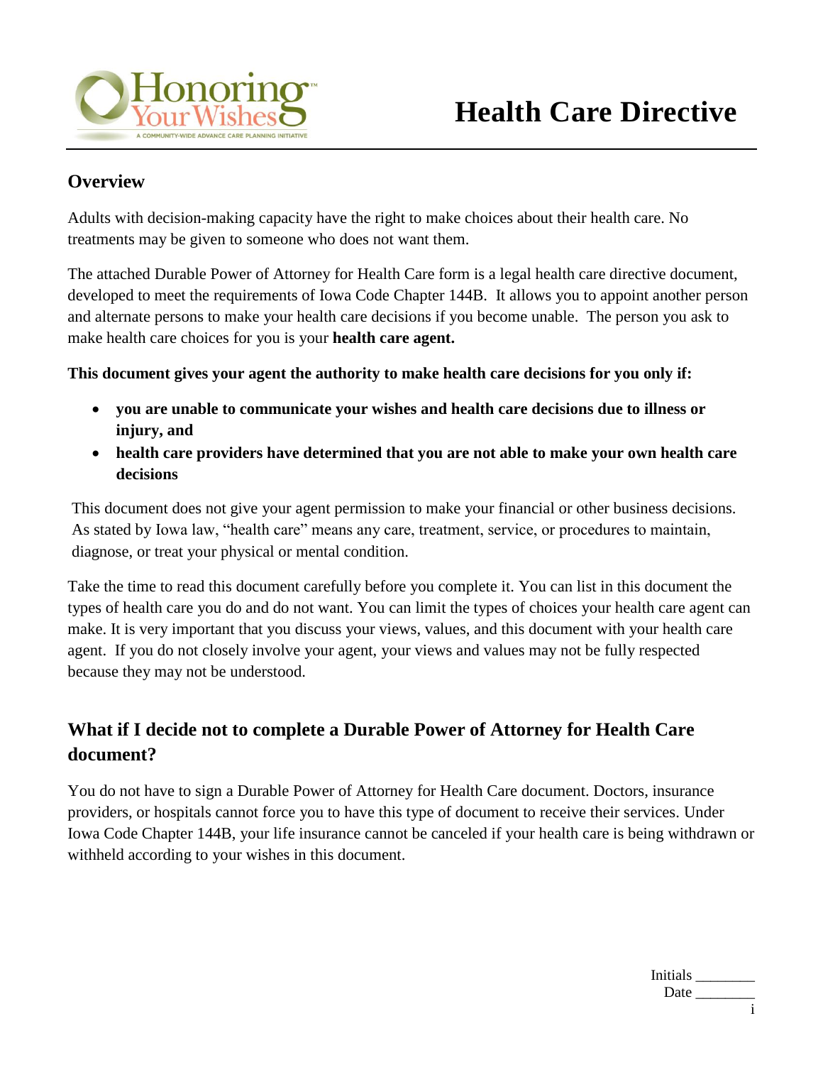Honoring Your Wishes
A COMMUNITY-WIDE ADVANCE CARE PLANNING INITIATIVE

# Health Care Directive

## Overview

Adults with decision-making capacity have the right to make choices about their health care. No treatments may be given to someone who does not want them.

The attached Durable Power of Attorney for Health Care form is a legal health care directive document, developed to meet the requirements of Iowa Code Chapter 144B. It allows you to appoint another person and alternate persons to make your health care decisions if you become unable. The person you ask to make health care choices for you is your **health care agent.**

**This document gives your agent the authority to make health care decisions for you only if:**

- **you are unable to communicate your wishes and health care decisions due to illness or injury, and**
- **health care providers have determined that you are not able to make your own health care decisions**

This document does not give your agent permission to make your financial or other business decisions. As stated by Iowa law, "health care" means any care, treatment, service, or procedures to maintain, diagnose, or treat your physical or mental condition.

Take the time to read this document carefully before you complete it. You can list in this document the types of health care you do and do not want. You can limit the types of choices your health care agent can make. It is very important that you discuss your views, values, and this document with your health care agent. If you do not closely involve your agent, your views and values may not be fully respected because they may not be understood.

## What if I decide not to complete a Durable Power of Attorney for Health Care document?

You do not have to sign a Durable Power of Attorney for Health Care document. Doctors, insurance providers, or hospitals cannot force you to have this type of document to receive their services. Under Iowa Code Chapter 144B, your life insurance cannot be canceled if your health care is being withdrawn or withheld according to your wishes in this document.

Initials ________
Date ________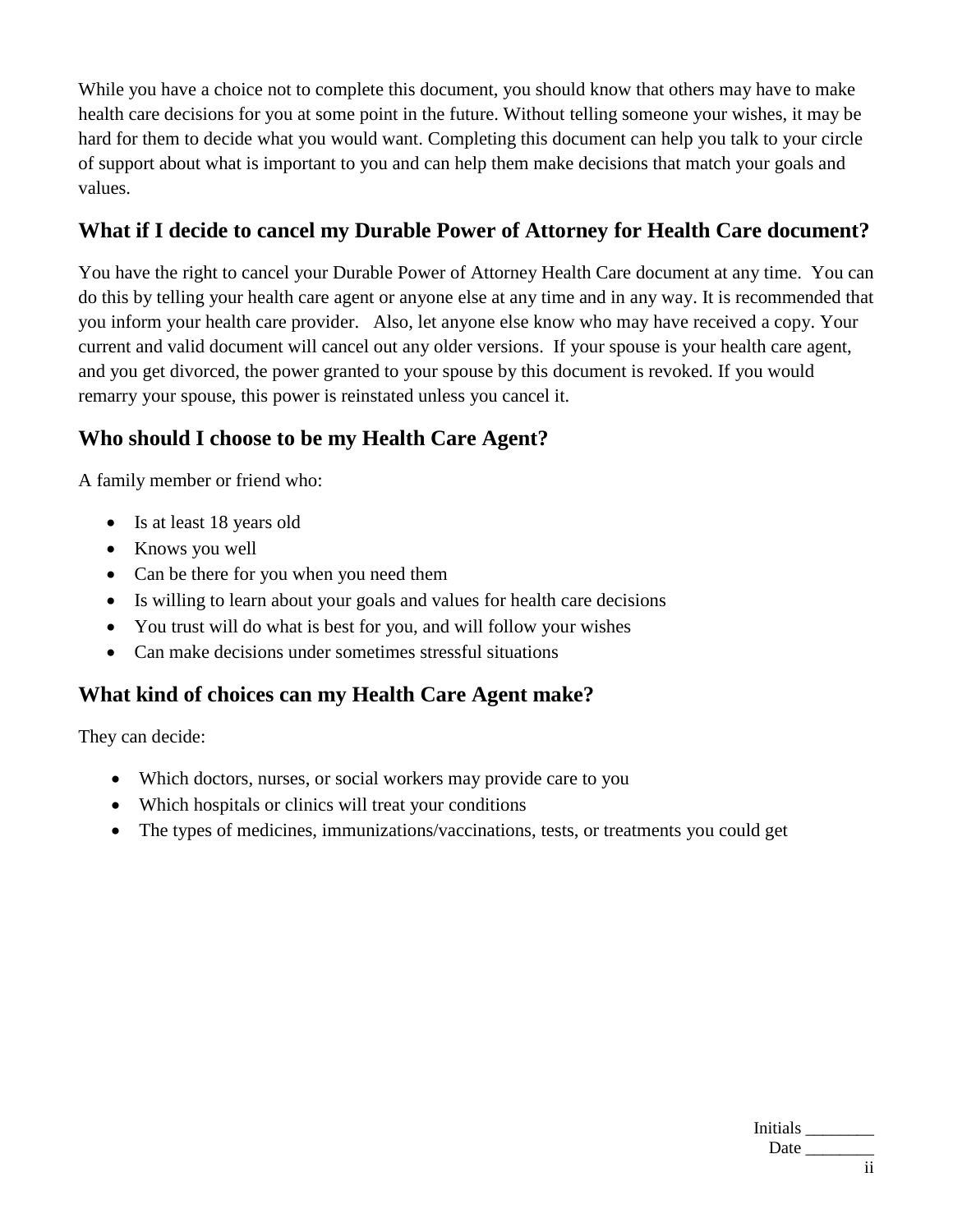While you have a choice not to complete this document, you should know that others may have to make health care decisions for you at some point in the future. Without telling someone your wishes, it may be hard for them to decide what you would want. Completing this document can help you talk to your circle of support about what is important to you and can help them make decisions that match your goals and values.

## What if I decide to cancel my Durable Power of Attorney for Health Care document?

You have the right to cancel your Durable Power of Attorney Health Care document at any time. You can do this by telling your health care agent or anyone else at any time and in any way. It is recommended that you inform your health care provider. Also, let anyone else know who may have received a copy. Your current and valid document will cancel out any older versions. If your spouse is your health care agent, and you get divorced, the power granted to your spouse by this document is revoked. If you would remarry your spouse, this power is reinstated unless you cancel it.

## Who should I choose to be my Health Care Agent?

A family member or friend who:

- Is at least 18 years old
- Knows you well
- Can be there for you when you need them
- Is willing to learn about your goals and values for health care decisions
- You trust will do what is best for you, and will follow your wishes
- Can make decisions under sometimes stressful situations

## What kind of choices can my Health Care Agent make?

They can decide:

- Which doctors, nurses, or social workers may provide care to you
- Which hospitals or clinics will treat your conditions
- The types of medicines, immunizations/vaccinations, tests, or treatments you could get

Initials ________
Date ________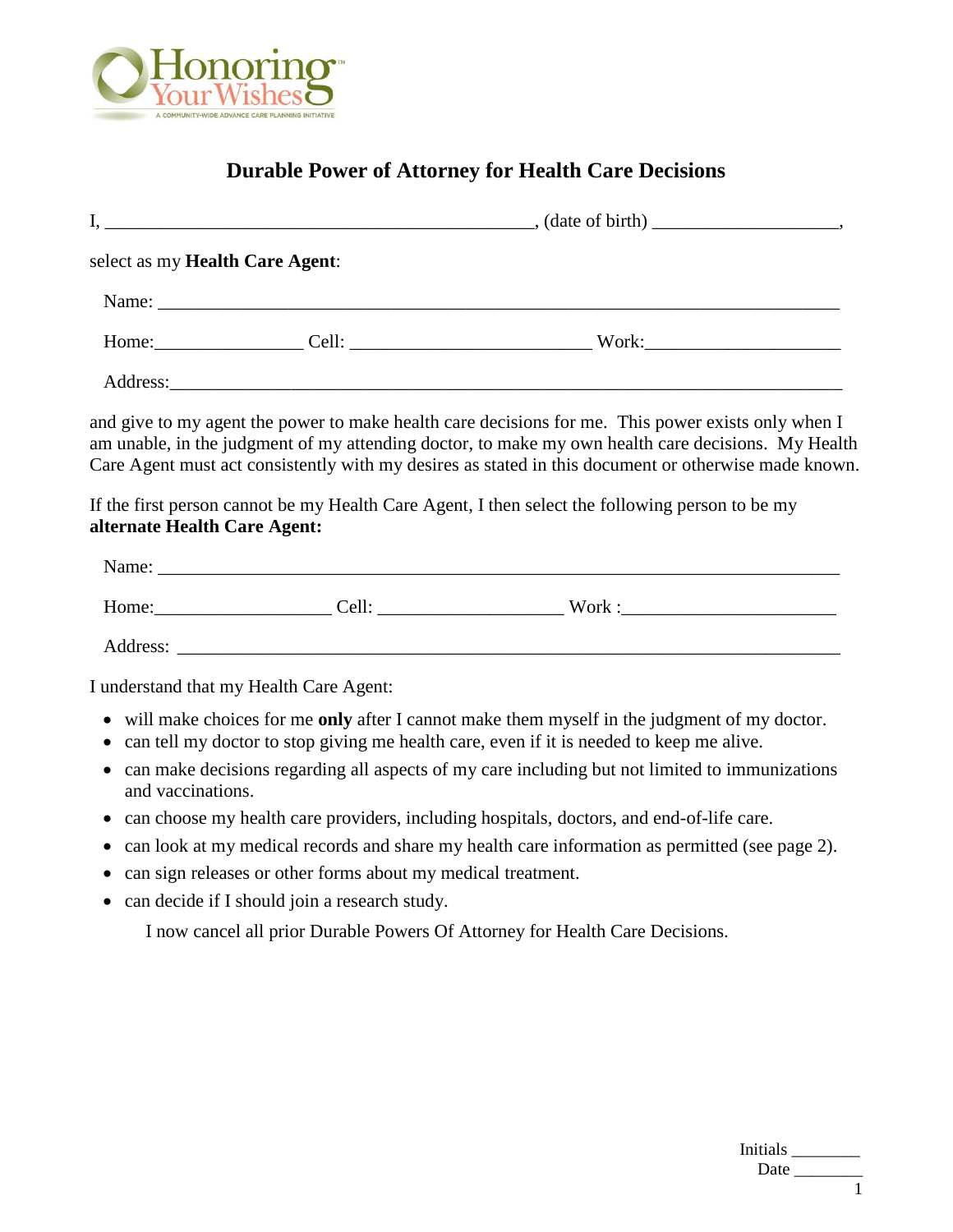Honoring Your Wishes

A COMMUNITY-WIDE ADVANCE CARE PLANNING INITIATIVE

# Durable Power of Attorney for Health Care Decisions

I, _______________________________________________, (date of birth) ___________________,

select as my **Health Care Agent**:

Name: ___________________________________________________________________________

Home:________________ Cell: __________________________ Work:_____________________

Address:__________________________________________________________________________

and give to my agent the power to make health care decisions for me. This power exists only when I am unable, in the judgment of my attending doctor, to make my own health care decisions. My Health Care Agent must act consistently with my desires as stated in this document or otherwise made known.

If the first person cannot be my Health Care Agent, I then select the following person to be my **alternate Health Care Agent:**

Name: ___________________________________________________________________________

Home:___________________ Cell: ____________________ Work :_______________________

Address: _________________________________________________________________________

I understand that my Health Care Agent:

- will make choices for me **only** after I cannot make them myself in the judgment of my doctor.
- can tell my doctor to stop giving me health care, even if it is needed to keep me alive.
- can make decisions regarding all aspects of my care including but not limited to immunizations and vaccinations.
- can choose my health care providers, including hospitals, doctors, and end-of-life care.
- can look at my medical records and share my health care information as permitted (see page 2).
- can sign releases or other forms about my medical treatment.
- can decide if I should join a research study.

I now cancel all prior Durable Powers Of Attorney for Health Care Decisions.

Initials ________
Date ________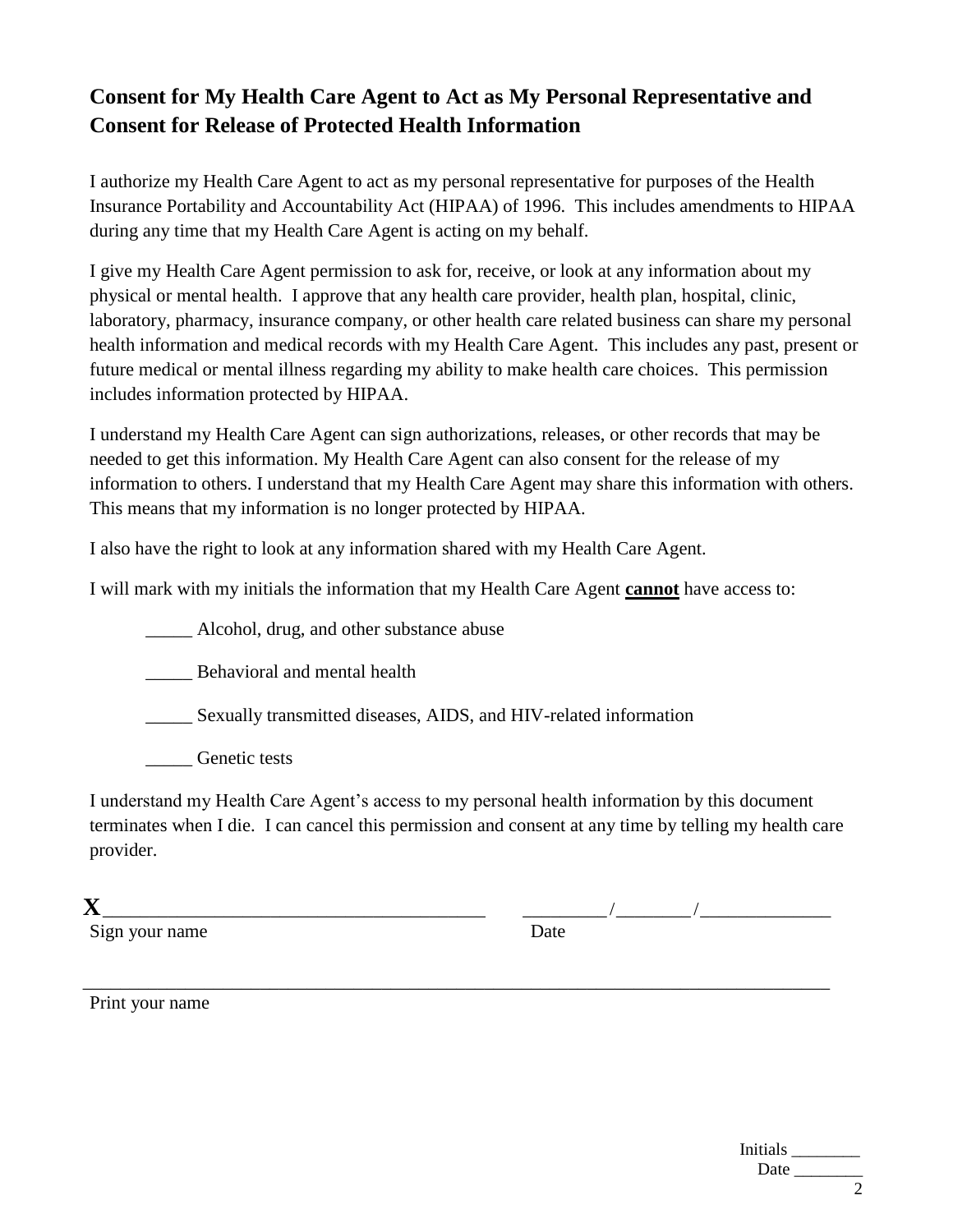## Consent for My Health Care Agent to Act as My Personal Representative and Consent for Release of Protected Health Information

I authorize my Health Care Agent to act as my personal representative for purposes of the Health Insurance Portability and Accountability Act (HIPAA) of 1996. This includes amendments to HIPAA during any time that my Health Care Agent is acting on my behalf.

I give my Health Care Agent permission to ask for, receive, or look at any information about my physical or mental health. I approve that any health care provider, health plan, hospital, clinic, laboratory, pharmacy, insurance company, or other health care related business can share my personal health information and medical records with my Health Care Agent. This includes any past, present or future medical or mental illness regarding my ability to make health care choices. This permission includes information protected by HIPAA.

I understand my Health Care Agent can sign authorizations, releases, or other records that may be needed to get this information. My Health Care Agent can also consent for the release of my information to others. I understand that my Health Care Agent may share this information with others. This means that my information is no longer protected by HIPAA.

I also have the right to look at any information shared with my Health Care Agent.

I will mark with my initials the information that my Health Care Agent **cannot** have access to:

_____ Alcohol, drug, and other substance abuse

_____ Behavioral and mental health

_____ Sexually transmitted diseases, AIDS, and HIV-related information

_____ Genetic tests

I understand my Health Care Agent's access to my personal health information by this document terminates when I die. I can cancel this permission and consent at any time by telling my health care provider.

**X**_______________________________________ &nbsp;&nbsp;&nbsp; _________/________/______________

Sign your name &nbsp;&nbsp;&nbsp; Date

_______________________________________________________________________________

Print your name

Initials ________

Date ________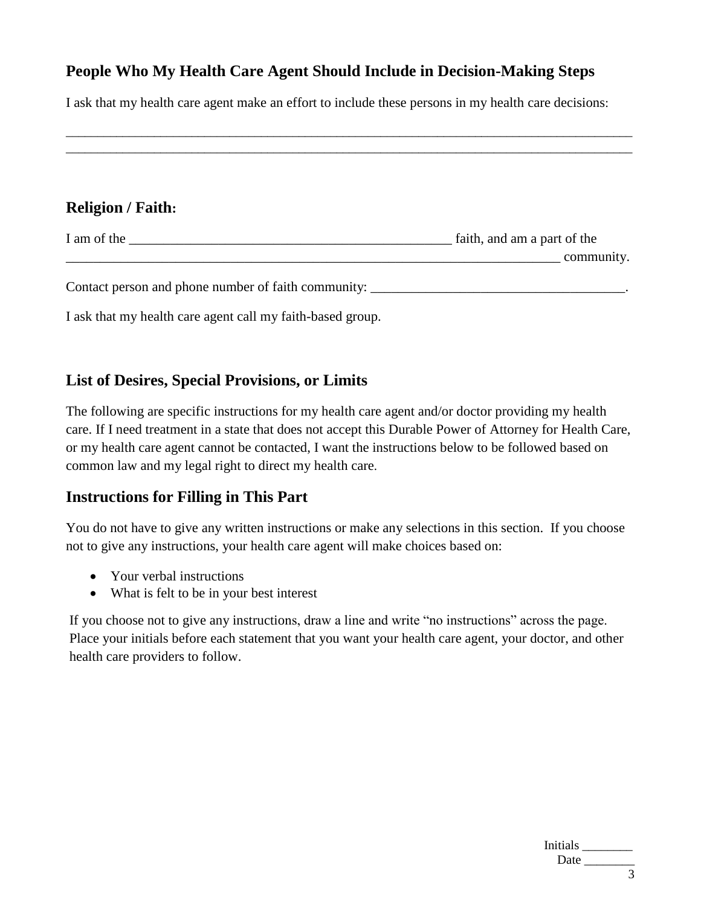## People Who My Health Care Agent Should Include in Decision-Making Steps

I ask that my health care agent make an effort to include these persons in my health care decisions:

_____________________________________________________________________________________
_____________________________________________________________________________________

## Religion / Faith:

I am of the ________________________________________________ faith, and am a part of the _________________________________________________________________________ community.

Contact person and phone number of faith community: _____________________________________.

I ask that my health care agent call my faith-based group.

## List of Desires, Special Provisions, or Limits

The following are specific instructions for my health care agent and/or doctor providing my health care. If I need treatment in a state that does not accept this Durable Power of Attorney for Health Care, or my health care agent cannot be contacted, I want the instructions below to be followed based on common law and my legal right to direct my health care.

## Instructions for Filling in This Part

You do not have to give any written instructions or make any selections in this section. If you choose not to give any instructions, your health care agent will make choices based on:

- Your verbal instructions
- What is felt to be in your best interest

If you choose not to give any instructions, draw a line and write "no instructions" across the page. Place your initials before each statement that you want your health care agent, your doctor, and other health care providers to follow.

Initials ________
Date ________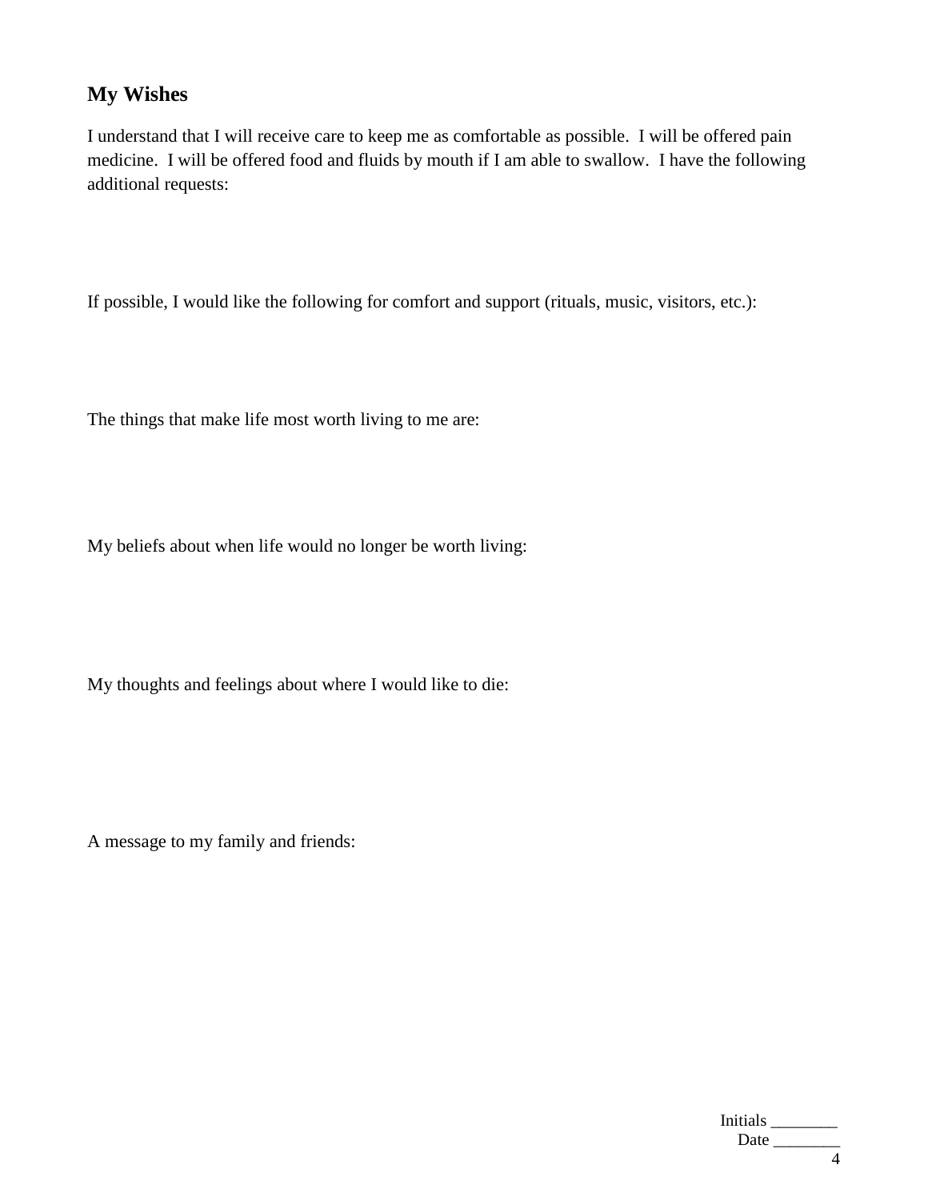## My Wishes

I understand that I will receive care to keep me as comfortable as possible. I will be offered pain medicine. I will be offered food and fluids by mouth if I am able to swallow. I have the following additional requests:

If possible, I would like the following for comfort and support (rituals, music, visitors, etc.):

The things that make life most worth living to me are:

My beliefs about when life would no longer be worth living:

My thoughts and feelings about where I would like to die:

A message to my family and friends:

Initials ________
Date ________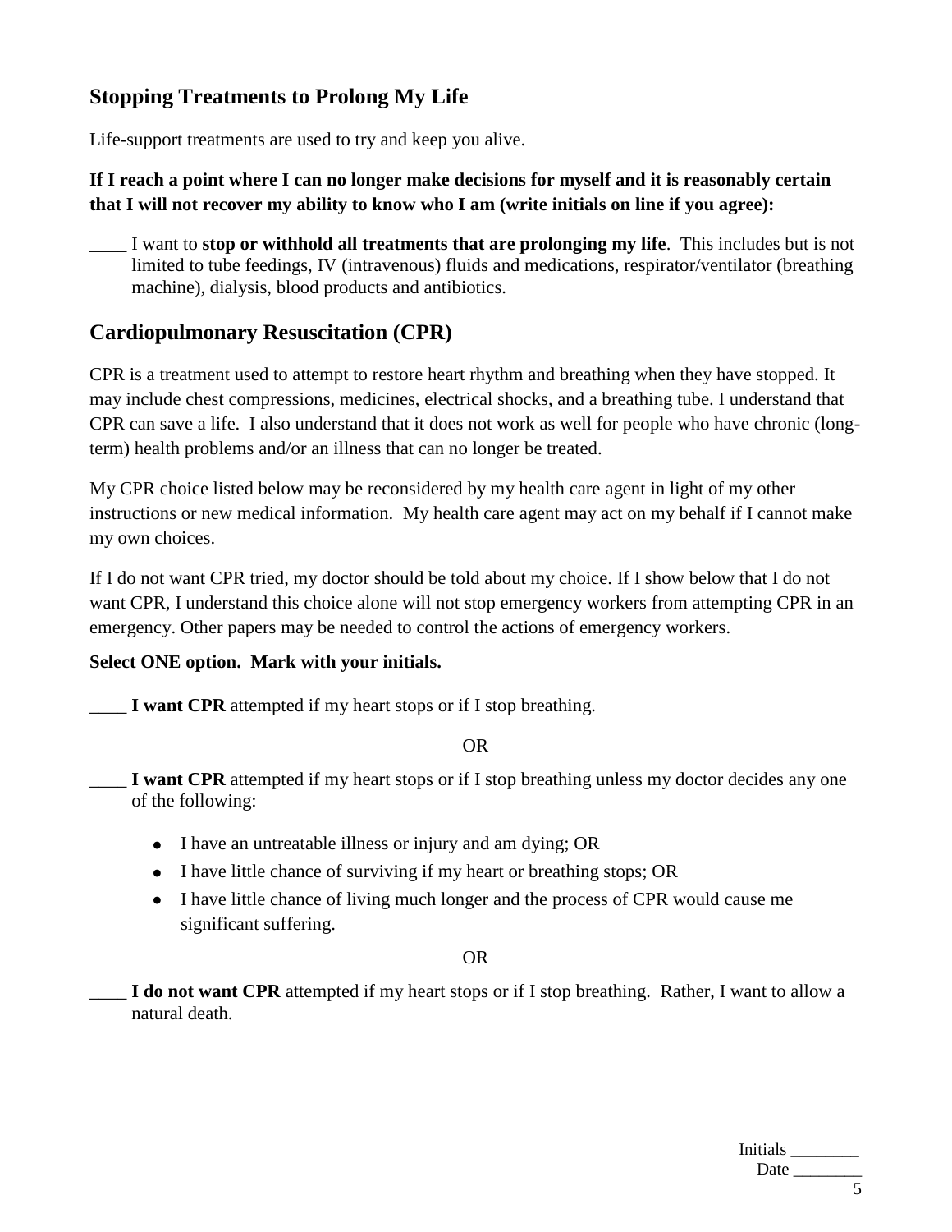## Stopping Treatments to Prolong My Life

Life-support treatments are used to try and keep you alive.

**If I reach a point where I can no longer make decisions for myself and it is reasonably certain that I will not recover my ability to know who I am (write initials on line if you agree):**

____ I want to **stop or withhold all treatments that are prolonging my life**. This includes but is not limited to tube feedings, IV (intravenous) fluids and medications, respirator/ventilator (breathing machine), dialysis, blood products and antibiotics.

## Cardiopulmonary Resuscitation (CPR)

CPR is a treatment used to attempt to restore heart rhythm and breathing when they have stopped. It may include chest compressions, medicines, electrical shocks, and a breathing tube. I understand that CPR can save a life. I also understand that it does not work as well for people who have chronic (long-term) health problems and/or an illness that can no longer be treated.

My CPR choice listed below may be reconsidered by my health care agent in light of my other instructions or new medical information. My health care agent may act on my behalf if I cannot make my own choices.

If I do not want CPR tried, my doctor should be told about my choice. If I show below that I do not want CPR, I understand this choice alone will not stop emergency workers from attempting CPR in an emergency. Other papers may be needed to control the actions of emergency workers.

**Select ONE option. Mark with your initials.**

____ **I want CPR** attempted if my heart stops or if I stop breathing.

OR

____ **I want CPR** attempted if my heart stops or if I stop breathing unless my doctor decides any one of the following:

- I have an untreatable illness or injury and am dying; OR
- I have little chance of surviving if my heart or breathing stops; OR
- I have little chance of living much longer and the process of CPR would cause me significant suffering.

OR

____ **I do not want CPR** attempted if my heart stops or if I stop breathing. Rather, I want to allow a natural death.

Initials ________
Date ________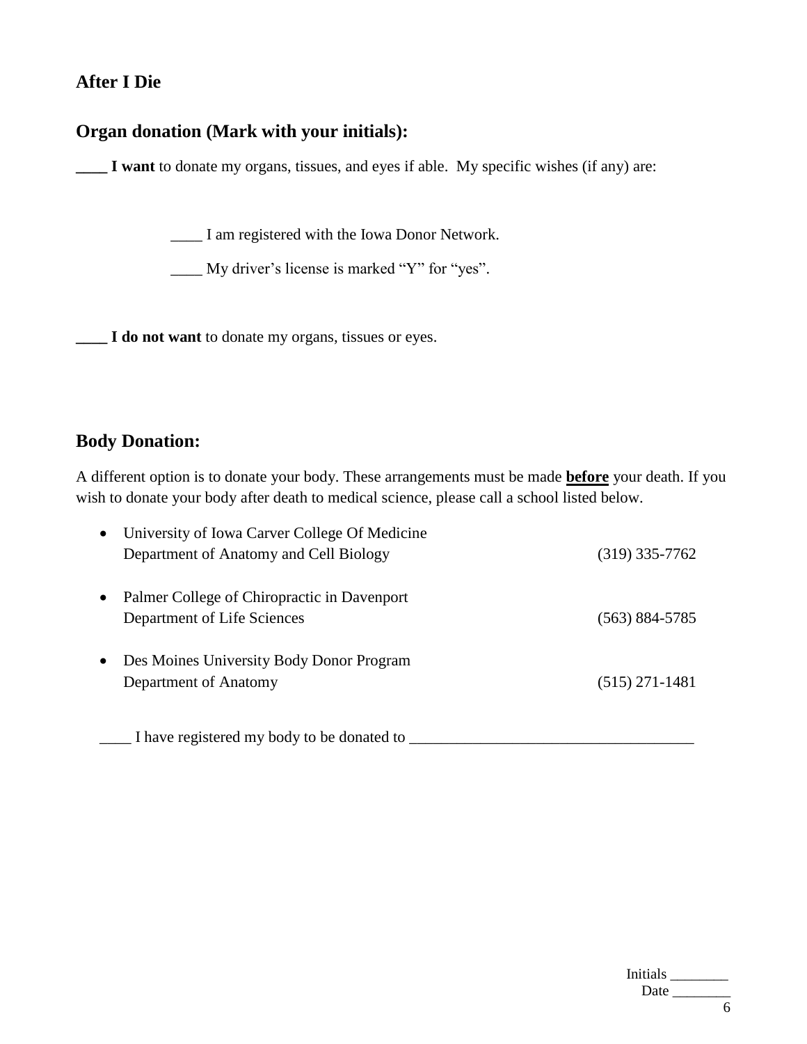## After I Die

### Organ donation (Mark with your initials):

**____ I want** to donate my organs, tissues, and eyes if able. My specific wishes (if any) are:

____ I am registered with the Iowa Donor Network.

____ My driver's license is marked "Y" for "yes".

**____ I do not want** to donate my organs, tissues or eyes.

### Body Donation:

A different option is to donate your body. These arrangements must be made **before** your death. If you wish to donate your body after death to medical science, please call a school listed below.

- University of Iowa Carver College Of Medicine
  Department of Anatomy and Cell Biology (319) 335-7762
- Palmer College of Chiropractic in Davenport
  Department of Life Sciences (563) 884-5785
- Des Moines University Body Donor Program
  Department of Anatomy (515) 271-1481

____ I have registered my body to be donated to ____________________________________

Initials ________
Date ________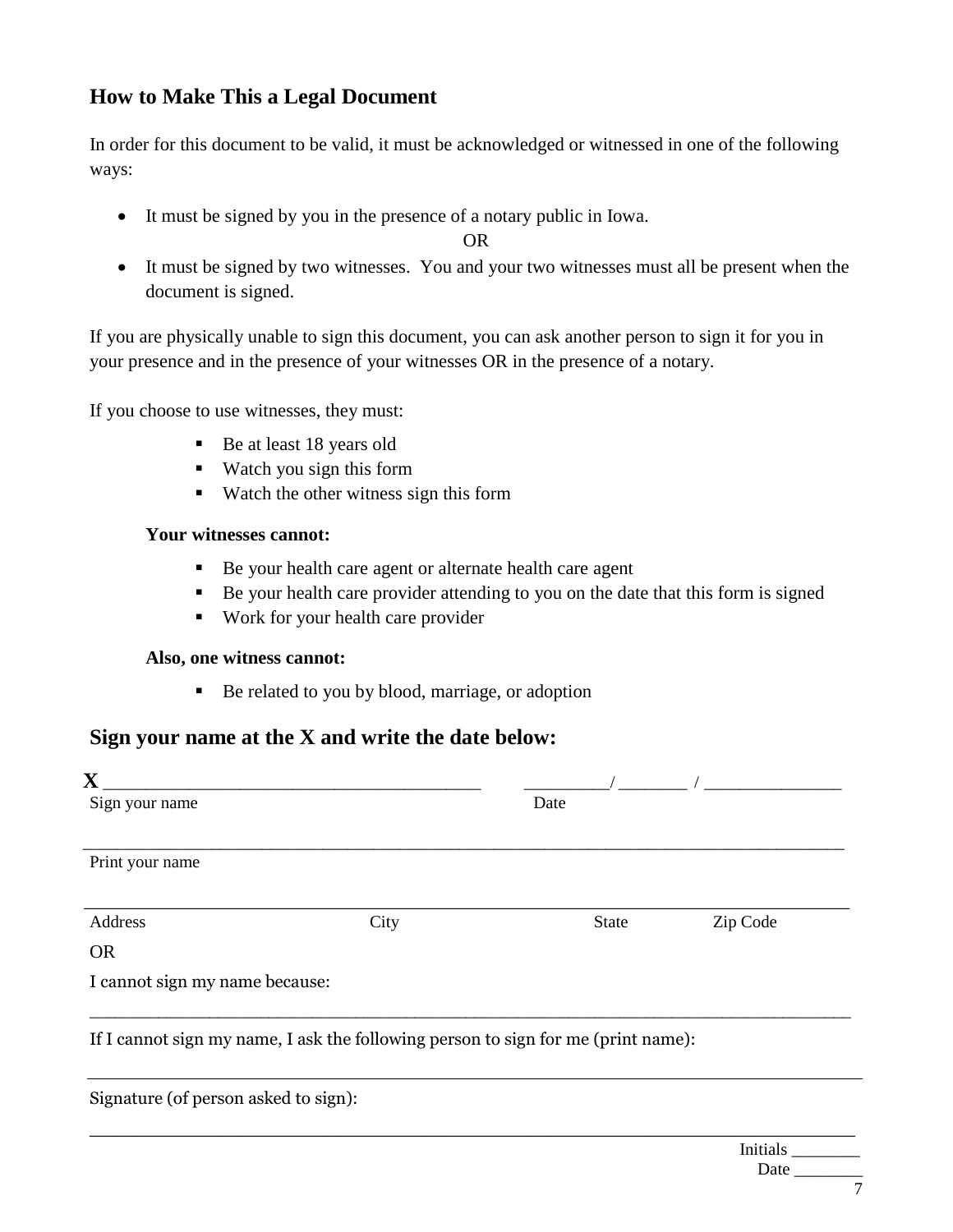## How to Make This a Legal Document

In order for this document to be valid, it must be acknowledged or witnessed in one of the following ways:

- It must be signed by you in the presence of a notary public in Iowa.

OR

- It must be signed by two witnesses. You and your two witnesses must all be present when the document is signed.

If you are physically unable to sign this document, you can ask another person to sign it for you in your presence and in the presence of your witnesses OR in the presence of a notary.

If you choose to use witnesses, they must:

- Be at least 18 years old
- Watch you sign this form
- Watch the other witness sign this form

**Your witnesses cannot:**

- Be your health care agent or alternate health care agent
- Be your health care provider attending to you on the date that this form is signed
- Work for your health care provider

**Also, one witness cannot:**

- Be related to you by blood, marriage, or adoption

## Sign your name at the X and write the date below:

**X** ______________________________________ _________/ _______ / ______________

Sign your name Date

_____________________________________________________________________________

Print your name

_____________________________________________________________________________

Address City State Zip Code

OR

I cannot sign my name because:

_____________________________________________________________________________

If I cannot sign my name, I ask the following person to sign for me (print name):

_____________________________________________________________________________

Signature (of person asked to sign):

_____________________________________________________________________________

Initials _______

Date _______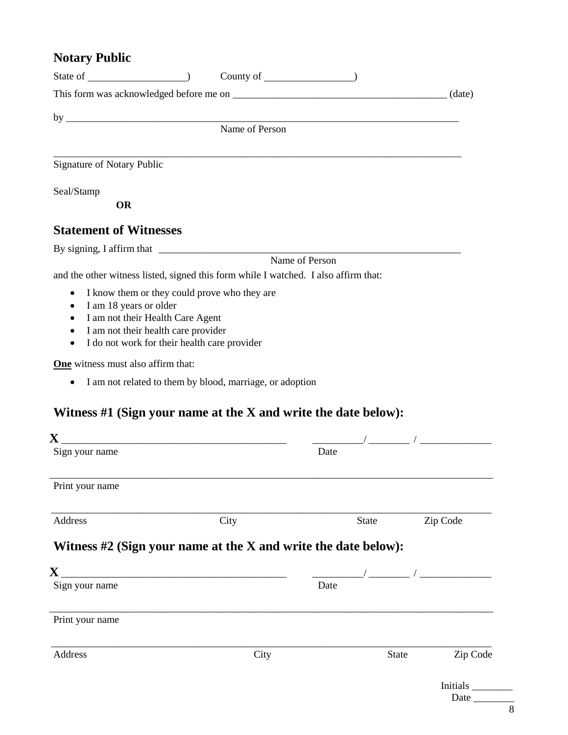## Notary Public

State of ___________________) County of _________________)

This form was acknowledged before me on _________________________________________ (date)

by ____________________________________________________________________________
Name of Person

_______________________________________________________________________________
Signature of Notary Public

Seal/Stamp

**OR**

## Statement of Witnesses

By signing, I affirm that ____________________________________________________________
Name of Person

and the other witness listed, signed this form while I watched. I also affirm that:

- I know them or they could prove who they are
- I am 18 years or older
- I am not their Health Care Agent
- I am not their health care provider
- I do not work for their health care provider

**One** witness must also affirm that:

- I am not related to them by blood, marriage, or adoption

## Witness #1 (Sign your name at the X and write the date below):

**X** ___________________________________________ _________/ ________ / ______________
Sign your name Date

_______________________________________________________________________________
Print your name

_______________________________________________________________________________
Address City State Zip Code

## Witness #2 (Sign your name at the X and write the date below):

**X** ___________________________________________ _________/ ________ / ______________
Sign your name Date

_______________________________________________________________________________
Print your name

_______________________________________________________________________________
Address City State Zip Code

Initials ________
Date ________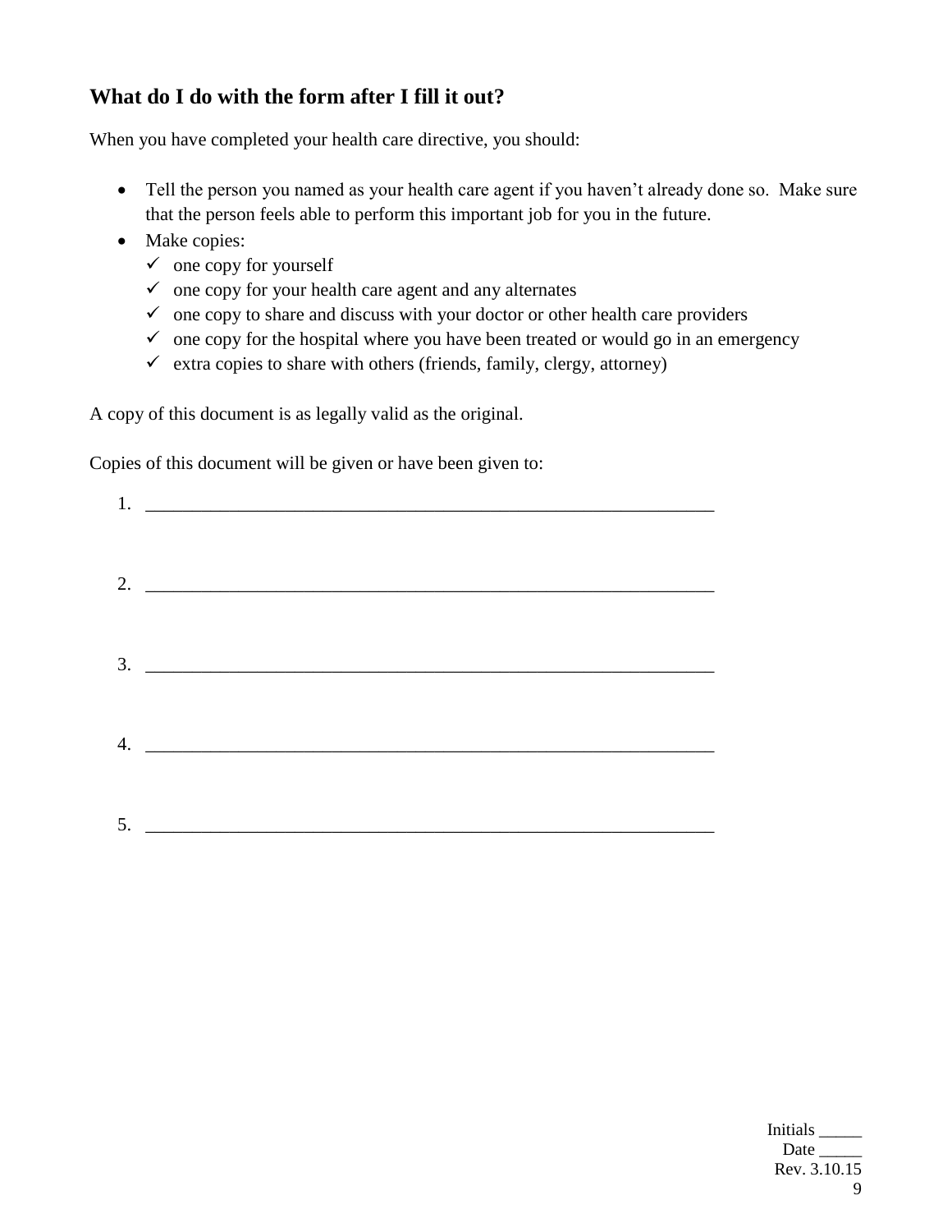## What do I do with the form after I fill it out?

When you have completed your health care directive, you should:

- Tell the person you named as your health care agent if you haven't already done so. Make sure that the person feels able to perform this important job for you in the future.
- Make copies:
  - ✓ one copy for yourself
  - ✓ one copy for your health care agent and any alternates
  - ✓ one copy to share and discuss with your doctor or other health care providers
  - ✓ one copy for the hospital where you have been treated or would go in an emergency
  - ✓ extra copies to share with others (friends, family, clergy, attorney)

A copy of this document is as legally valid as the original.

Copies of this document will be given or have been given to:

1. _______________________________________________________________

2. _______________________________________________________________

3. _______________________________________________________________

4. _______________________________________________________________

5. _______________________________________________________________

Initials _____
Date _____
Rev. 3.10.15